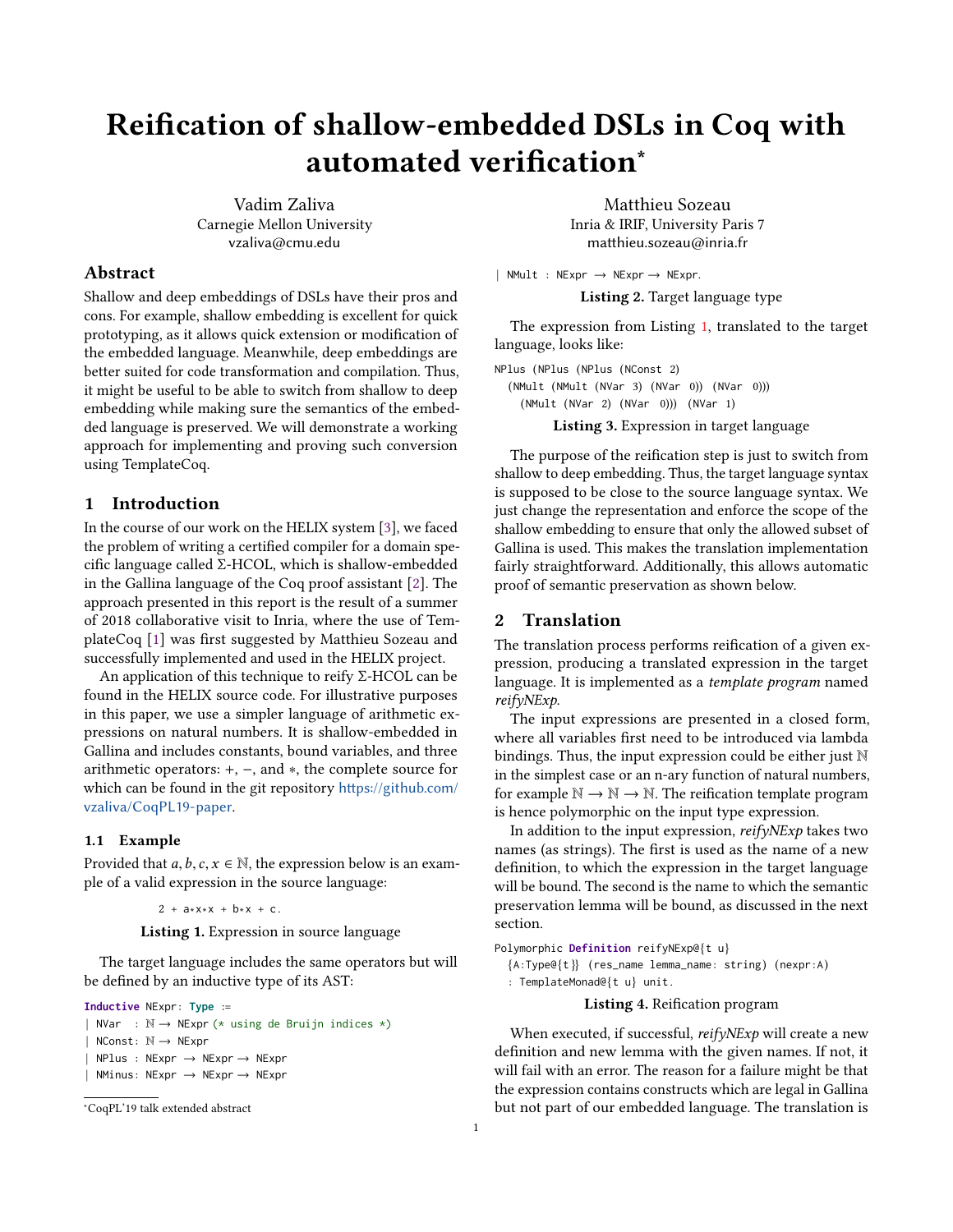# Reification of shallow-embedded DSLs in Coq with automated verification*

Vadim Zaliva
Carnegie Mellon University
vzaliva@cmu.edu

Matthieu Sozeau
Inria & IRIF, University Paris 7
matthieu.sozeau@inria.fr

## Abstract

Shallow and deep embeddings of DSLs have their pros and cons. For example, shallow embedding is excellent for quick prototyping, as it allows quick extension or modification of the embedded language. Meanwhile, deep embeddings are better suited for code transformation and compilation. Thus, it might be useful to be able to switch from shallow to deep embedding while making sure the semantics of the embedded language is preserved. We will demonstrate a working approach for implementing and proving such conversion using TemplateCoq.

## 1 Introduction

In the course of our work on the HELIX system [3], we faced the problem of writing a certified compiler for a domain specific language called Σ-HCOL, which is shallow-embedded in the Gallina language of the Coq proof assistant [2]. The approach presented in this report is the result of a summer of 2018 collaborative visit to Inria, where the use of TemplateCoq [1] was first suggested by Matthieu Sozeau and successfully implemented and used in the HELIX project.

An application of this technique to reify Σ-HCOL can be found in the HELIX source code. For illustrative purposes in this paper, we use a simpler language of arithmetic expressions on natural numbers. It is shallow-embedded in Gallina and includes constants, bound variables, and three arithmetic operators: $+$, $-$, and $*$, the complete source for which can be found in the git repository https://github.com/vzaliva/CoqPL19-paper.

### 1.1 Example

Provided that $a, b, c, x \in \mathbb{N}$, the expression below is an example of a valid expression in the source language:

```
2 + a*x*x + b*x + c.
```

**Listing 1.** Expression in source language

The target language includes the same operators but will be defined by an inductive type of its AST:

```
Inductive NExpr: Type :=
| NVar   : ℕ → NExpr (* using de Bruijn indices *)
| NConst: ℕ → NExpr
| NPlus  : NExpr → NExpr → NExpr
| NMinus: NExpr → NExpr → NExpr
| NMult  : NExpr → NExpr → NExpr.
```

**Listing 2.** Target language type

The expression from Listing 1, translated to the target language, looks like:

```
NPlus (NPlus (NPlus (NConst 2)
  (NMult (NMult (NVar 3) (NVar 0)) (NVar 0)))
    (NMult (NVar 2) (NVar 0))) (NVar 1)
```

**Listing 3.** Expression in target language

The purpose of the reification step is just to switch from shallow to deep embedding. Thus, the target language syntax is supposed to be close to the source language syntax. We just change the representation and enforce the scope of the shallow embedding to ensure that only the allowed subset of Gallina is used. This makes the translation implementation fairly straightforward. Additionally, this allows automatic proof of semantic preservation as shown below.

## 2 Translation

The translation process performs reification of a given expression, producing a translated expression in the target language. It is implemented as a *template program* named *reifyNExp*.

The input expressions are presented in a closed form, where all variables first need to be introduced via lambda bindings. Thus, the input expression could be either just $\mathbb{N}$ in the simplest case or an n-ary function of natural numbers, for example $\mathbb{N} \to \mathbb{N} \to \mathbb{N}$. The reification template program is hence polymorphic on the input type expression.

In addition to the input expression, *reifyNExp* takes two names (as strings). The first is used as the name of a new definition, to which the expression in the target language will be bound. The second is the name to which the semantic preservation lemma will be bound, as discussed in the next section.

```
Polymorphic Definition reifyNExp@{t u}
  {A:Type@{t}} (res_name lemma_name: string) (nexpr:A)
  : TemplateMonad@{t u} unit.
```

**Listing 4.** Reification program

When executed, if successful, *reifyNExp* will create a new definition and new lemma with the given names. If not, it will fail with an error. The reason for a failure might be that the expression contains constructs which are legal in Gallina but not part of our embedded language. The translation is

*CoqPL'19 talk extended abstract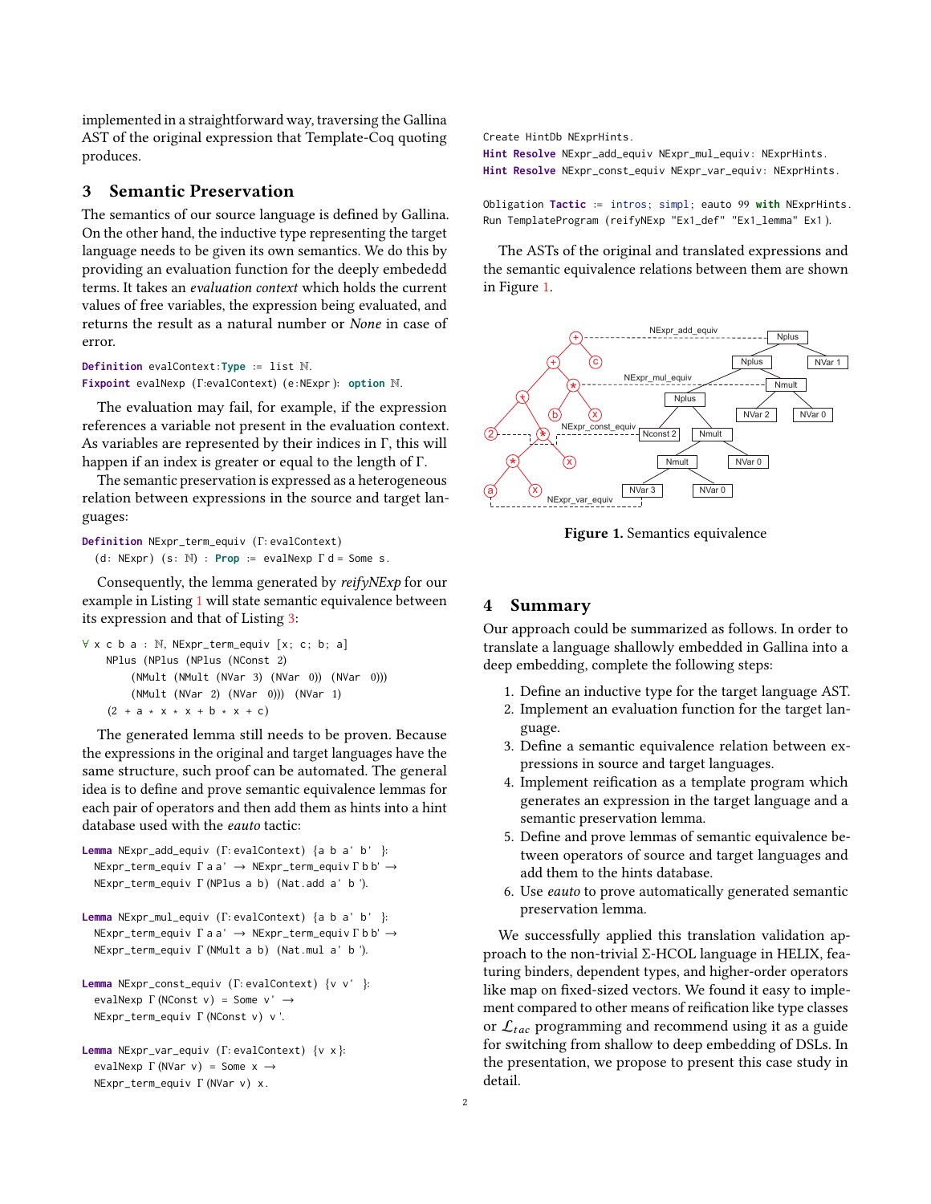implemented in a straightforward way, traversing the Gallina AST of the original expression that Template-Coq quoting produces.

## 3 Semantic Preservation

The semantics of our source language is defined by Gallina. On the other hand, the inductive type representing the target language needs to be given its own semantics. We do this by providing an evaluation function for the deeply embededd terms. It takes an *evaluation context* which holds the current values of free variables, the expression being evaluated, and returns the result as a natural number or *None* in case of error.

```
Definition evalContext:Type := list ℕ.
Fixpoint evalNexp (Γ:evalContext) (e:NExpr): option ℕ.
```

The evaluation may fail, for example, if the expression references a variable not present in the evaluation context. As variables are represented by their indices in Γ, this will happen if an index is greater or equal to the length of Γ.

The semantic preservation is expressed as a heterogeneous relation between expressions in the source and target languages:

```
Definition NExpr_term_equiv (Γ: evalContext)
  (d: NExpr) (s: ℕ) : Prop := evalNexp Γ d = Some s.
```

Consequently, the lemma generated by *reifyNExp* for our example in Listing 1 will state semantic equivalence between its expression and that of Listing 3:

```
∀ x c b a : ℕ, NExpr_term_equiv [x; c; b; a]
    NPlus (NPlus (NPlus (NConst 2)
        (NMult (NMult (NVar 3) (NVar 0)) (NVar 0)))
        (NMult (NVar 2) (NVar 0))) (NVar 1)
    (2 + a * x * x + b * x + c)
```

The generated lemma still needs to be proven. Because the expressions in the original and target languages have the same structure, such proof can be automated. The general idea is to define and prove semantic equivalence lemmas for each pair of operators and then add them as hints into a hint database used with the *eauto* tactic:

```
Lemma NExpr_add_equiv (Γ: evalContext) {a b a' b' }:
  NExpr_term_equiv Γ a a' → NExpr_term_equiv Γ b b' →
  NExpr_term_equiv Γ (NPlus a b) (Nat.add a' b ').

Lemma NExpr_mul_equiv (Γ: evalContext) {a b a' b' }:
  NExpr_term_equiv Γ a a' → NExpr_term_equiv Γ b b' →
  NExpr_term_equiv Γ (NMult a b) (Nat.mul a' b ').

Lemma NExpr_const_equiv (Γ: evalContext) {v v' }:
  evalNexp Γ (NConst v) = Some v' →
  NExpr_term_equiv Γ (NConst v) v '.

Lemma NExpr_var_equiv (Γ: evalContext) {v x}:
  evalNexp Γ (NVar v) = Some x →
  NExpr_term_equiv Γ (NVar v) x.
```

```
Create HintDb NExprHints.
Hint Resolve NExpr_add_equiv NExpr_mul_equiv: NExprHints.
Hint Resolve NExpr_const_equiv NExpr_var_equiv: NExprHints.

Obligation Tactic := intros; simpl; eauto 99 with NExprHints.
Run TemplateProgram (reifyNExp "Ex1_def" "Ex1_lemma" Ex1).
```

The ASTs of the original and translated expressions and the semantic equivalence relations between them are shown in Figure 1.

**Figure 1.** Semantics equivalence

## 4 Summary

Our approach could be summarized as follows. In order to translate a language shallowly embedded in Gallina into a deep embedding, complete the following steps:

1. Define an inductive type for the target language AST.
2. Implement an evaluation function for the target language.
3. Define a semantic equivalence relation between expressions in source and target languages.
4. Implement reification as a template program which generates an expression in the target language and a semantic preservation lemma.
5. Define and prove lemmas of semantic equivalence between operators of source and target languages and add them to the hints database.
6. Use *eauto* to prove automatically generated semantic preservation lemma.

We successfully applied this translation validation approach to the non-trivial Σ-HCOL language in HELIX, featuring binders, dependent types, and higher-order operators like map on fixed-sized vectors. We found it easy to implement compared to other means of reification like type classes or $\mathcal{L}_{tac}$ programming and recommend using it as a guide for switching from shallow to deep embedding of DSLs. In the presentation, we propose to present this case study in detail.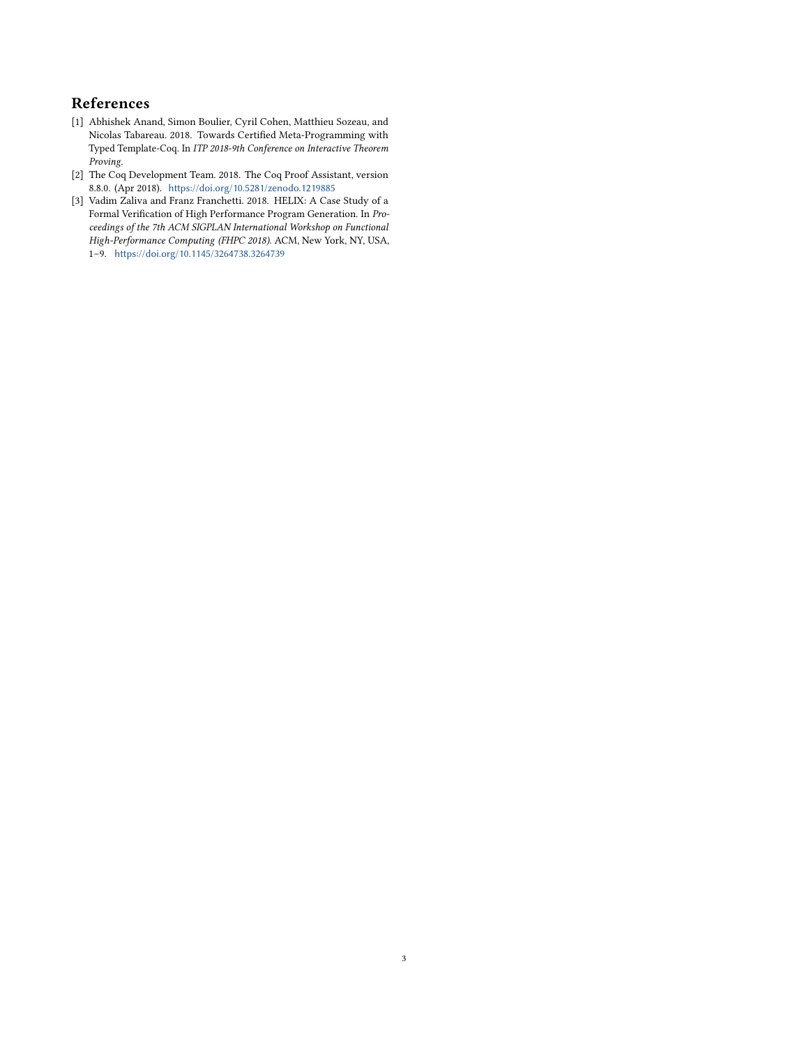## References

[1] Abhishek Anand, Simon Boulier, Cyril Cohen, Matthieu Sozeau, and Nicolas Tabareau. 2018. Towards Certified Meta-Programming with Typed Template-Coq. In *ITP 2018-9th Conference on Interactive Theorem Proving*.

[2] The Coq Development Team. 2018. The Coq Proof Assistant, version 8.8.0. (Apr 2018). https://doi.org/10.5281/zenodo.1219885

[3] Vadim Zaliva and Franz Franchetti. 2018. HELIX: A Case Study of a Formal Verification of High Performance Program Generation. In *Proceedings of the 7th ACM SIGPLAN International Workshop on Functional High-Performance Computing (FHPC 2018)*. ACM, New York, NY, USA, 1–9. https://doi.org/10.1145/3264738.3264739